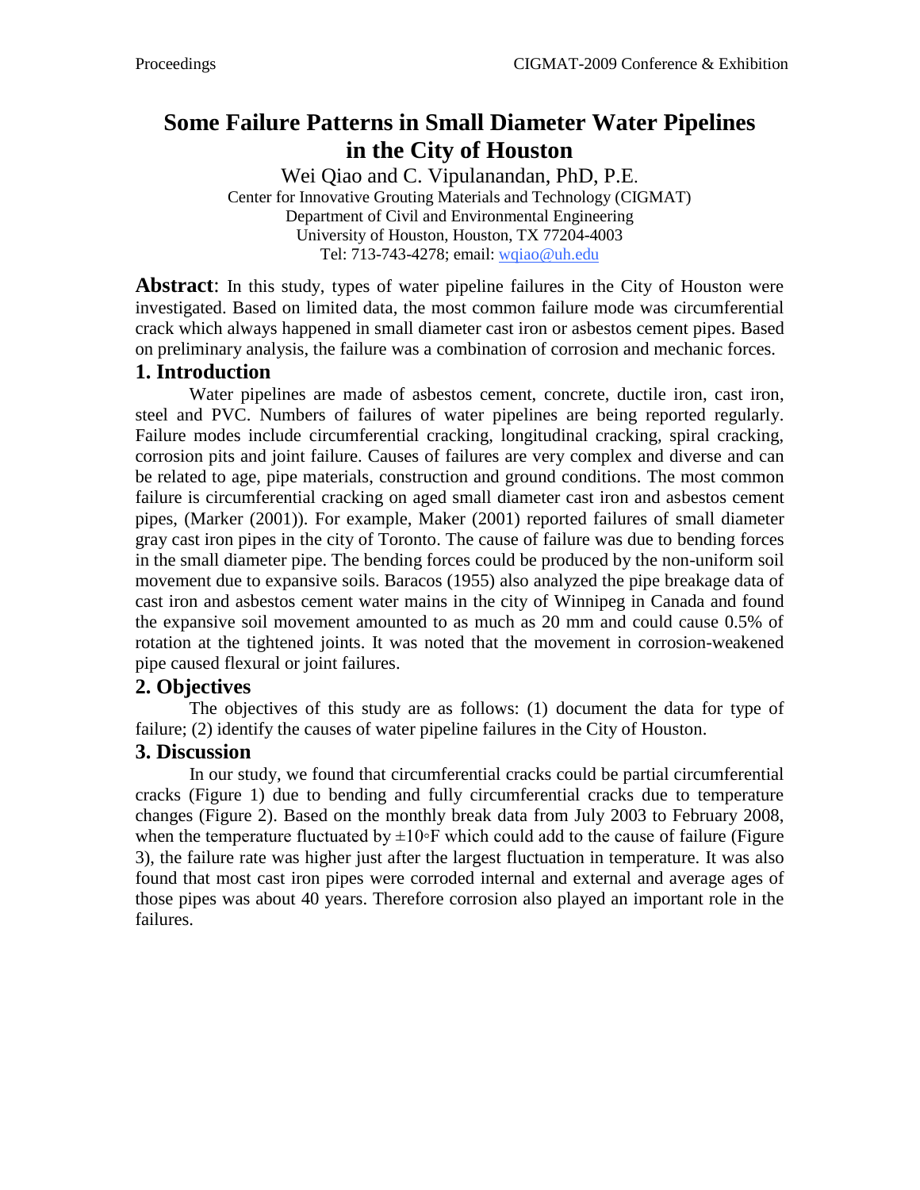# Some Failure Patterns in Small Diameter Water Pipelines in the City of Houston

Wei Qiao and C. Vipulanandan, PhD, P.E.

Center for Innovative Grouting Materials and Technology (CIGMAT)
Department of Civil and Environmental Engineering
University of Houston, Houston, TX 77204-4003
Tel: 713-743-4278; email: wqiao@uh.edu

**Abstract**: In this study, types of water pipeline failures in the City of Houston were investigated. Based on limited data, the most common failure mode was circumferential crack which always happened in small diameter cast iron or asbestos cement pipes. Based on preliminary analysis, the failure was a combination of corrosion and mechanic forces.

## 1. Introduction

Water pipelines are made of asbestos cement, concrete, ductile iron, cast iron, steel and PVC. Numbers of failures of water pipelines are being reported regularly. Failure modes include circumferential cracking, longitudinal cracking, spiral cracking, corrosion pits and joint failure. Causes of failures are very complex and diverse and can be related to age, pipe materials, construction and ground conditions. The most common failure is circumferential cracking on aged small diameter cast iron and asbestos cement pipes, (Marker (2001)). For example, Maker (2001) reported failures of small diameter gray cast iron pipes in the city of Toronto. The cause of failure was due to bending forces in the small diameter pipe. The bending forces could be produced by the non-uniform soil movement due to expansive soils. Baracos (1955) also analyzed the pipe breakage data of cast iron and asbestos cement water mains in the city of Winnipeg in Canada and found the expansive soil movement amounted to as much as 20 mm and could cause 0.5% of rotation at the tightened joints. It was noted that the movement in corrosion-weakened pipe caused flexural or joint failures.

## 2. Objectives

The objectives of this study are as follows: (1) document the data for type of failure; (2) identify the causes of water pipeline failures in the City of Houston.

## 3. Discussion

In our study, we found that circumferential cracks could be partial circumferential cracks (Figure 1) due to bending and fully circumferential cracks due to temperature changes (Figure 2). Based on the monthly break data from July 2003 to February 2008, when the temperature fluctuated by ±10◦F which could add to the cause of failure (Figure 3), the failure rate was higher just after the largest fluctuation in temperature. It was also found that most cast iron pipes were corroded internal and external and average ages of those pipes was about 40 years. Therefore corrosion also played an important role in the failures.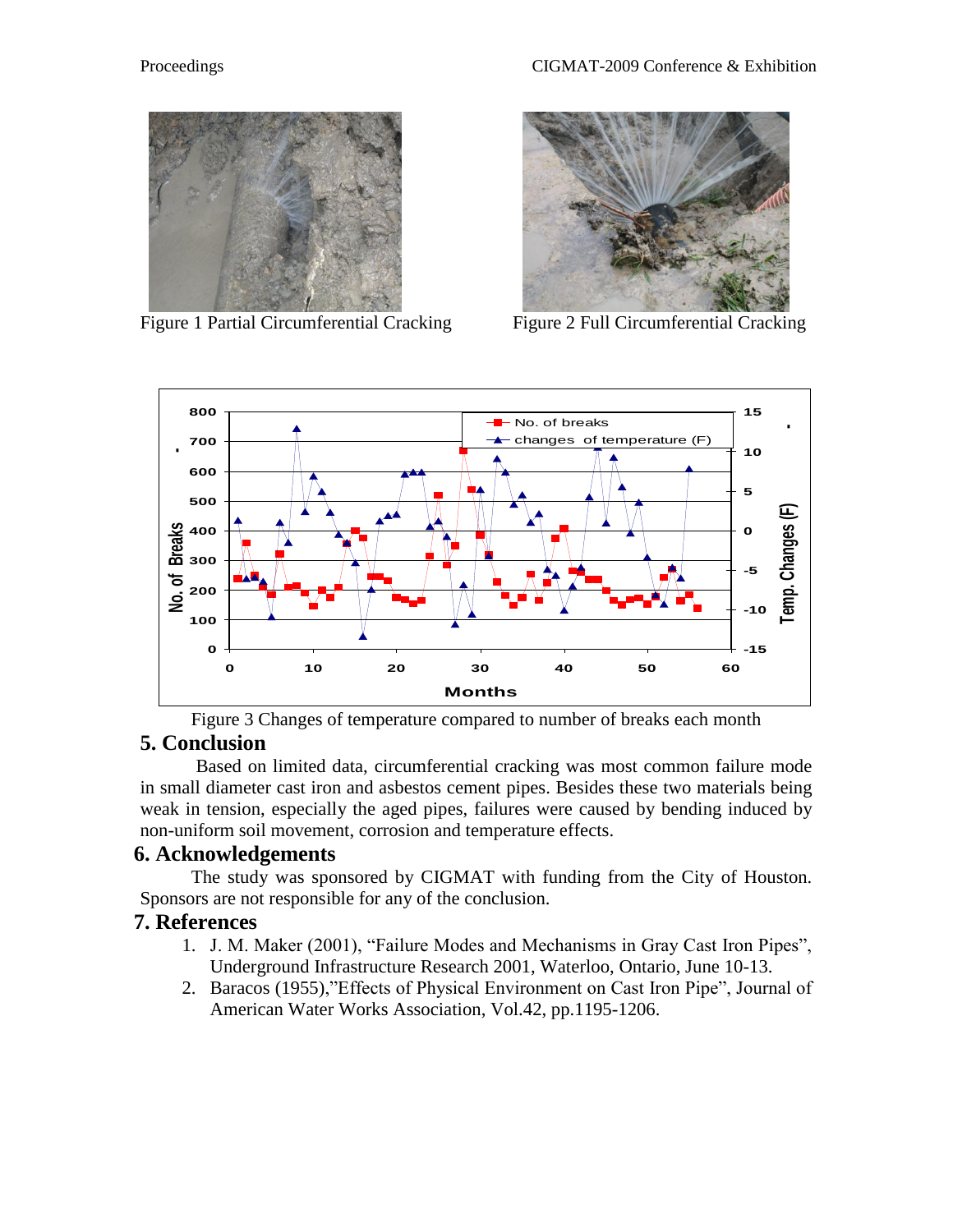Figure 1 Partial Circumferential Cracking

Figure 2 Full Circumferential Cracking

No. of breaks
changes of temperature (F)

No. of Breaks

800
700
600
500
400
300
200
100
0

Temp. Changes (F)

15
10
5
0
-5
-10
-15

0 10 20 30 40 50 60

Months

Figure 3 Changes of temperature compared to number of breaks each month

## 5. Conclusion

Based on limited data, circumferential cracking was most common failure mode in small diameter cast iron and asbestos cement pipes. Besides these two materials being weak in tension, especially the aged pipes, failures were caused by bending induced by non-uniform soil movement, corrosion and temperature effects.

## 6. Acknowledgements

The study was sponsored by CIGMAT with funding from the City of Houston. Sponsors are not responsible for any of the conclusion.

## 7. References

1. J. M. Maker (2001), "Failure Modes and Mechanisms in Gray Cast Iron Pipes", Underground Infrastructure Research 2001, Waterloo, Ontario, June 10-13.
2. Baracos (1955),"Effects of Physical Environment on Cast Iron Pipe", Journal of American Water Works Association, Vol.42, pp.1195-1206.